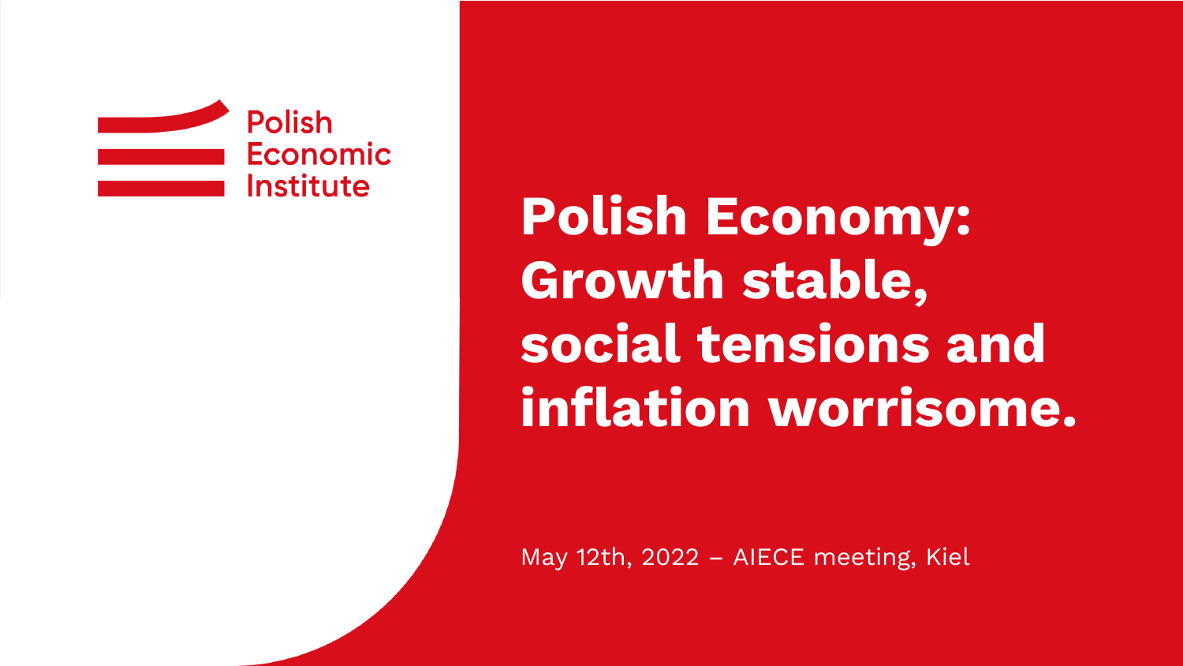Polish Economic Institute

# Polish Economy: Growth stable, social tensions and inflation worrisome.

May 12th, 2022 – AIECE meeting, Kiel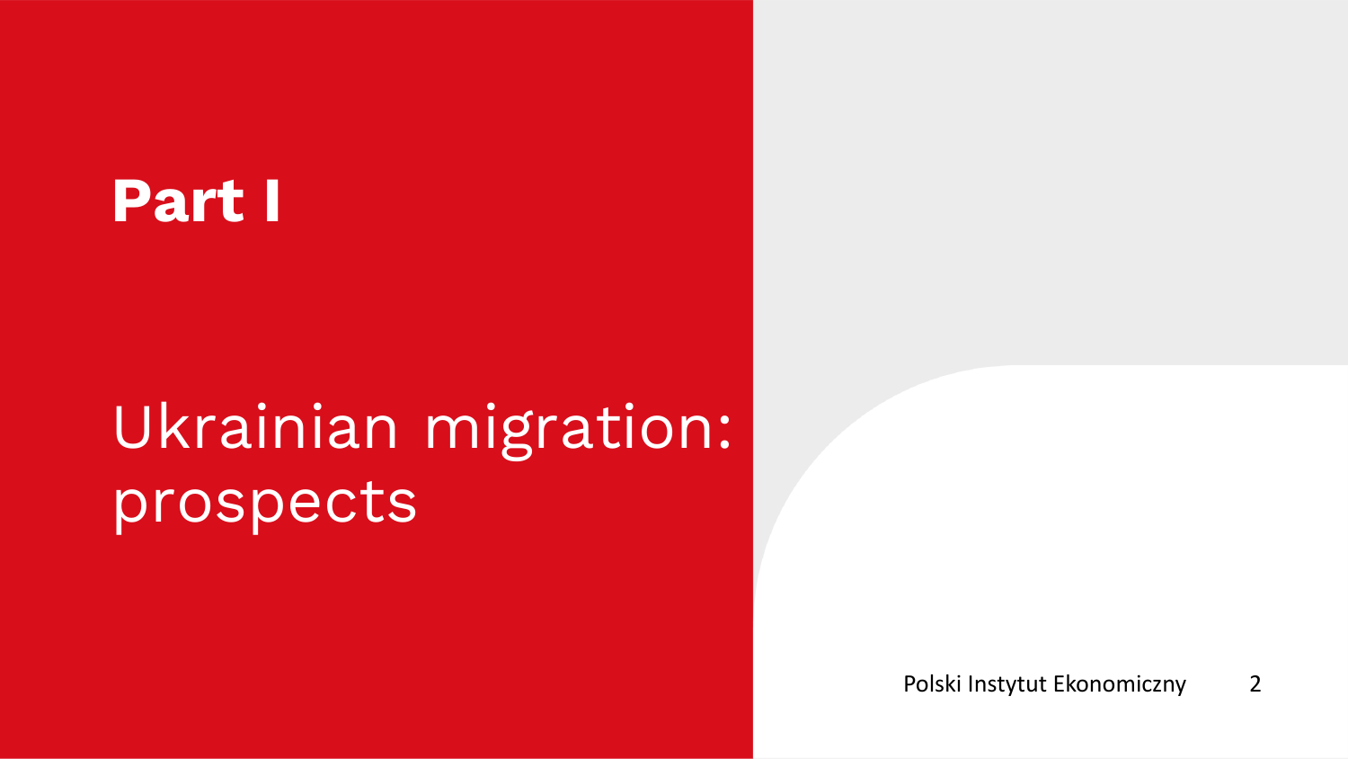# Part I

## Ukrainian migration: prospects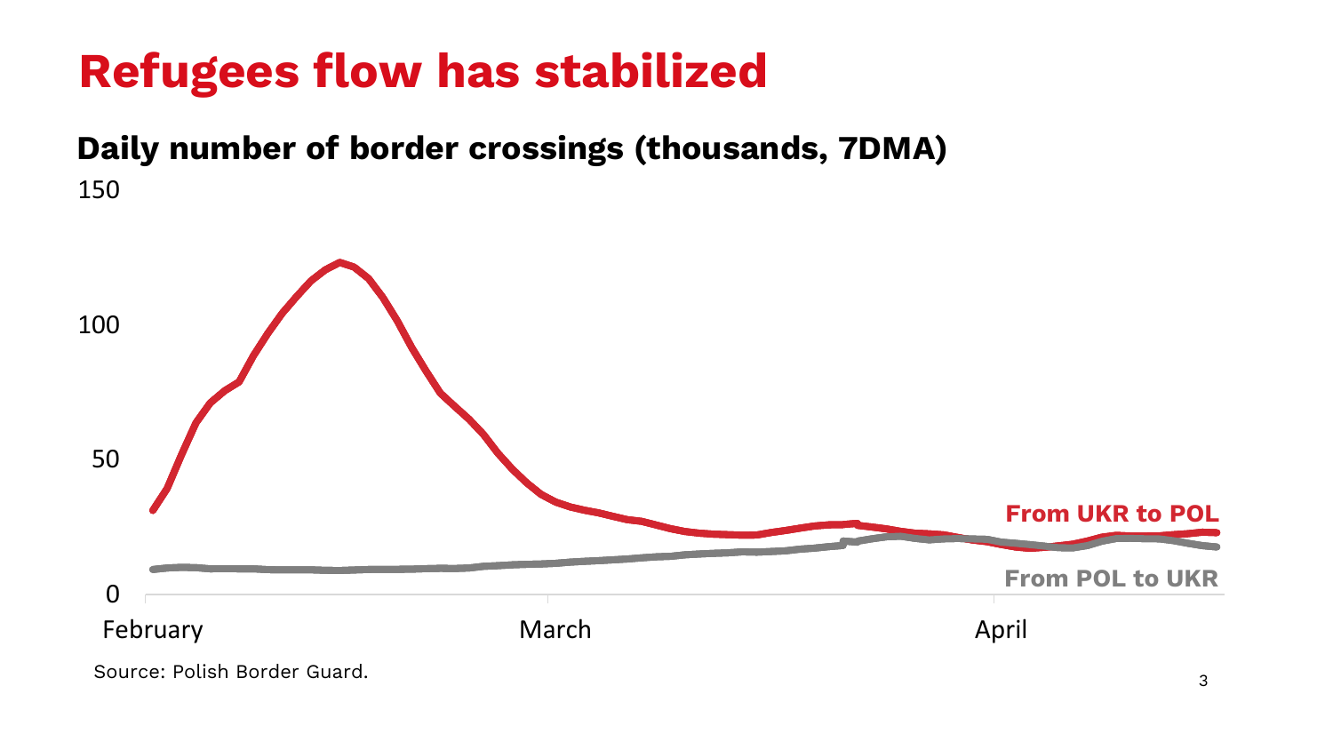# Refugees flow has stabilized

## Daily number of border crossings (thousands, 7DMA)

150

100

50

0

February March April

From UKR to POL

From POL to UKR

Source: Polish Border Guard.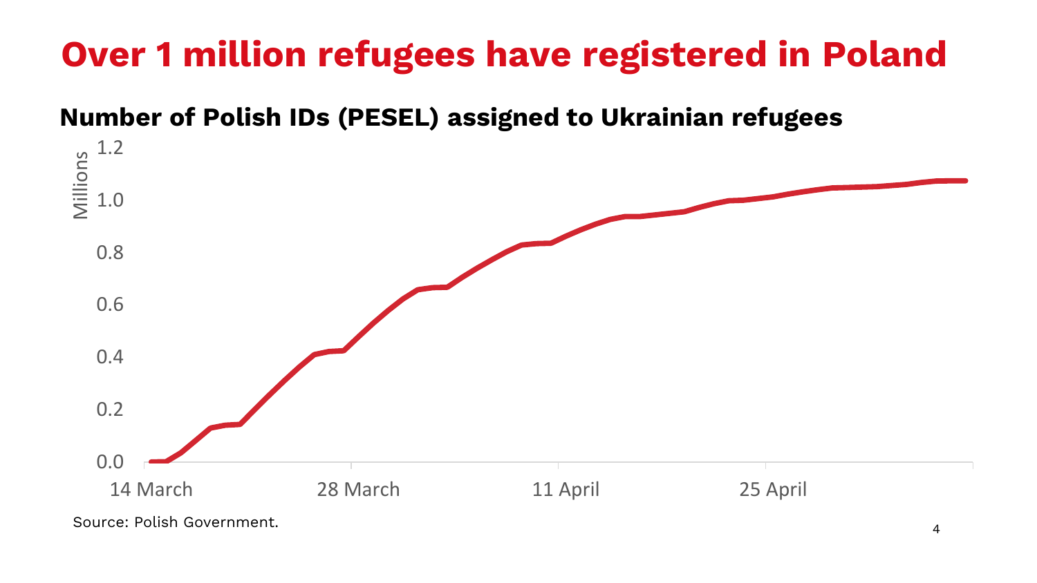# Over 1 million refugees have registered in Poland

## Number of Polish IDs (PESEL) assigned to Ukrainian refugees

Source: Polish Government.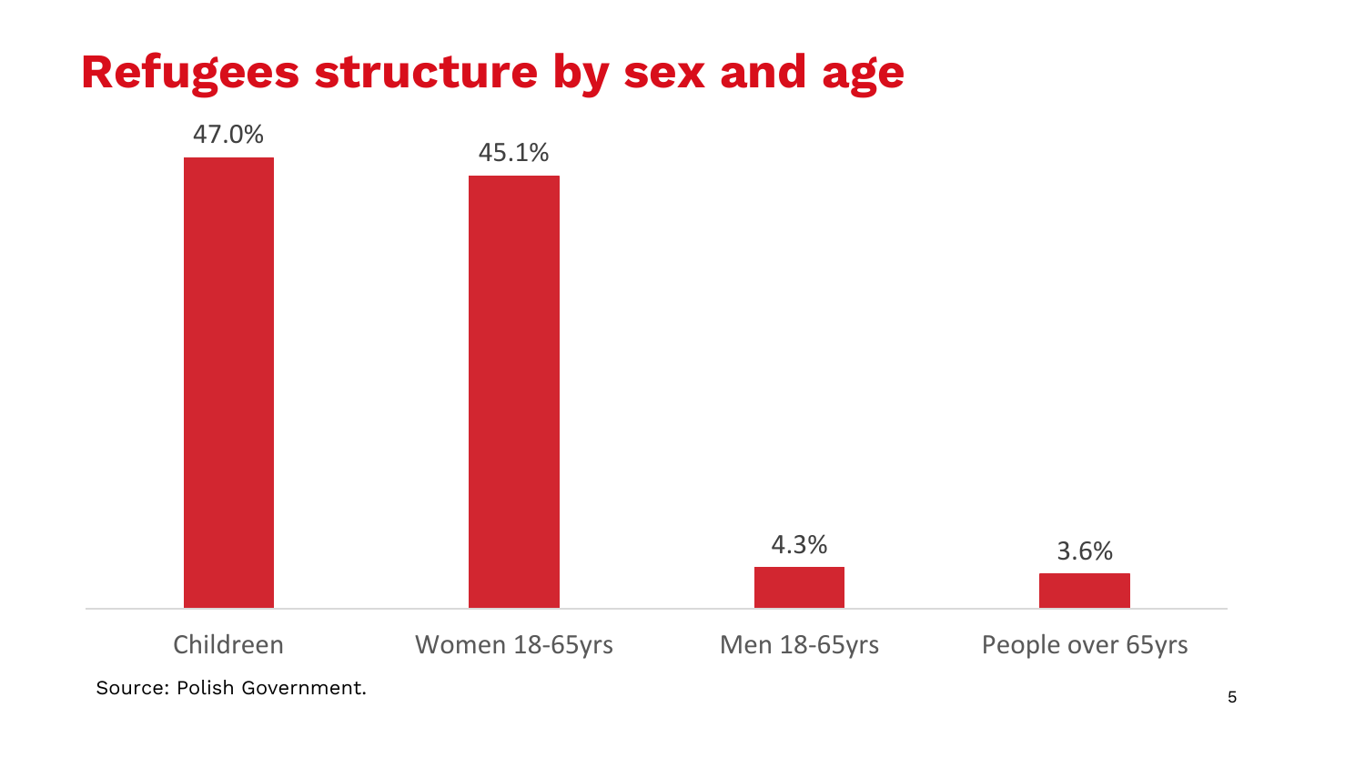# Refugees structure by sex and age

| Childreen | Women 18-65yrs | Men 18-65yrs | People over 65yrs |
|---|---|---|---|
| 47.0% | 45.1% | 4.3% | 3.6% |

Source: Polish Government.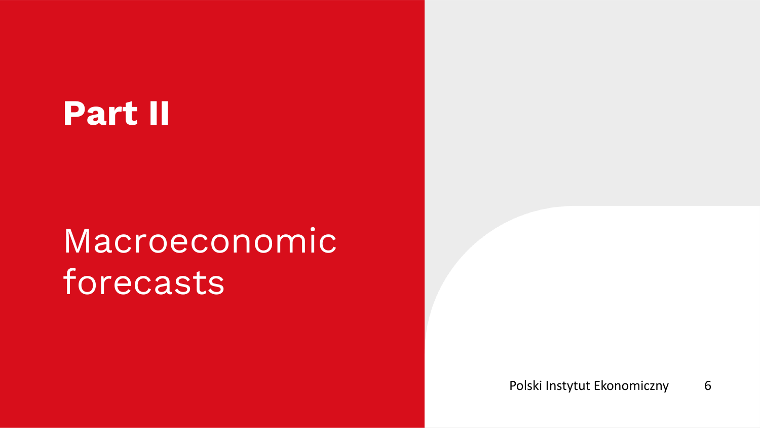# Part II

## Macroeconomic forecasts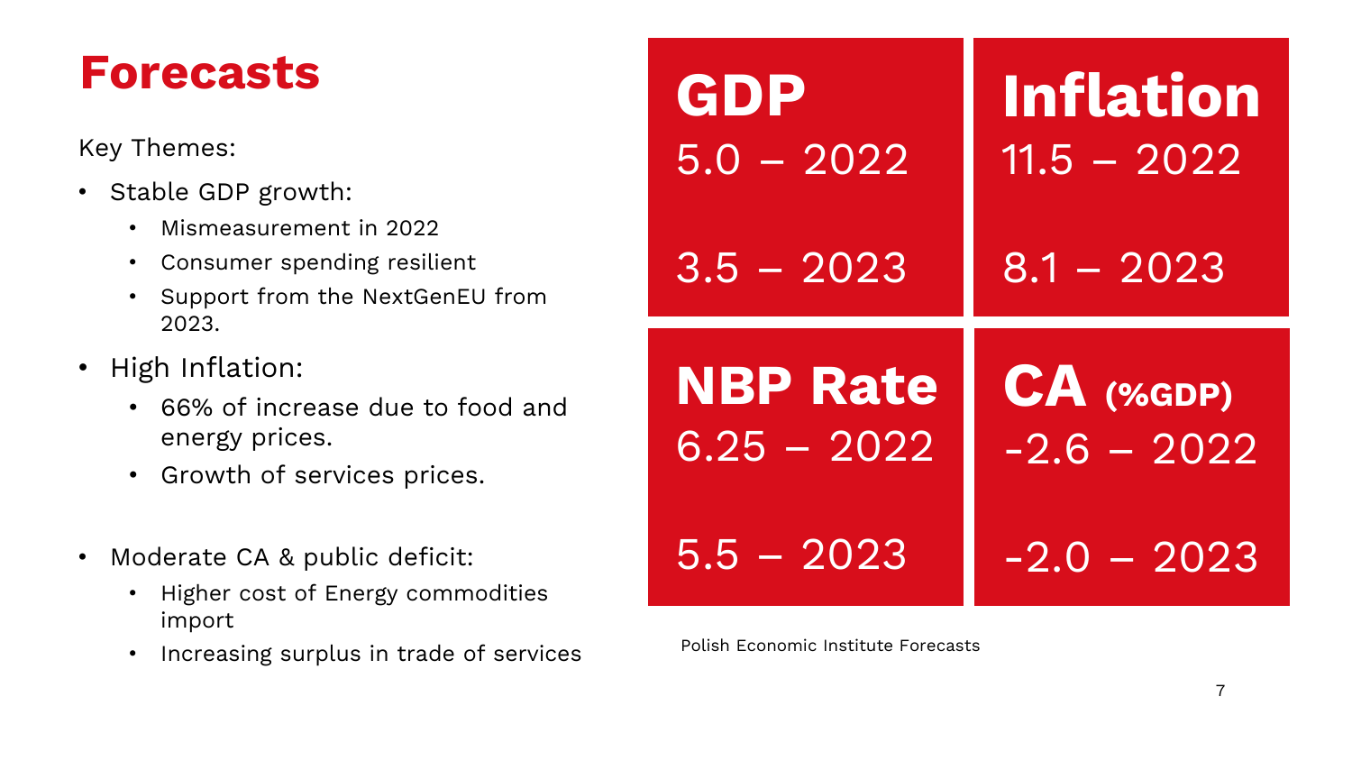# Forecasts

Key Themes:

- Stable GDP growth:
  - Mismeasurement in 2022
  - Consumer spending resilient
  - Support from the NextGenEU from 2023.
- High Inflation:
  - 66% of increase due to food and energy prices.
  - Growth of services prices.
- Moderate CA & public deficit:
  - Higher cost of Energy commodities import
  - Increasing surplus in trade of services

**GDP**
5.0 – 2022
3.5 – 2023

**Inflation**
11.5 – 2022
8.1 – 2023

**NBP Rate**
6.25 – 2022
5.5 – 2023

**CA (%GDP)**
-2.6 – 2022
-2.0 – 2023

Polish Economic Institute Forecasts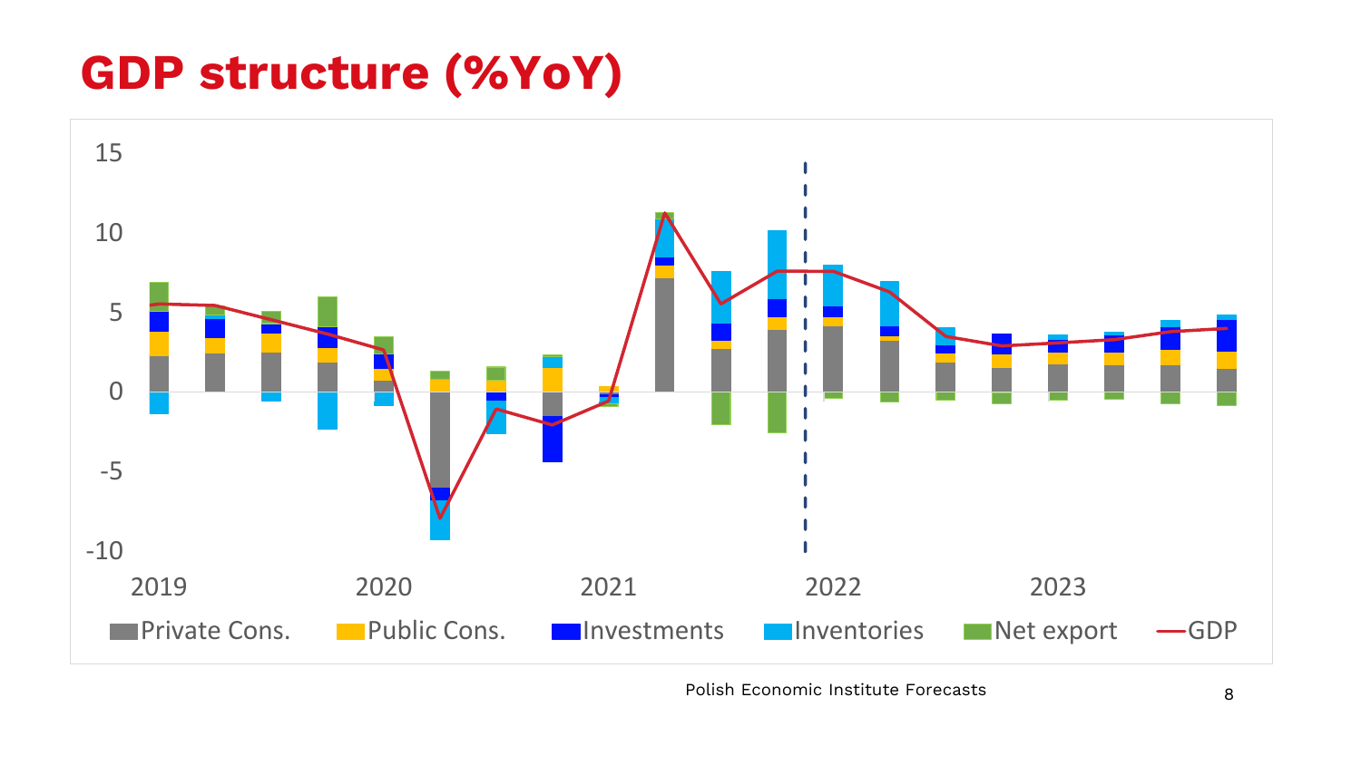# GDP structure (%YoY)

15

10

5

0

-5

-10

2019 2020 2021 2022 2023

Private Cons. Public Cons. Investments Inventories Net export GDP

Polish Economic Institute Forecasts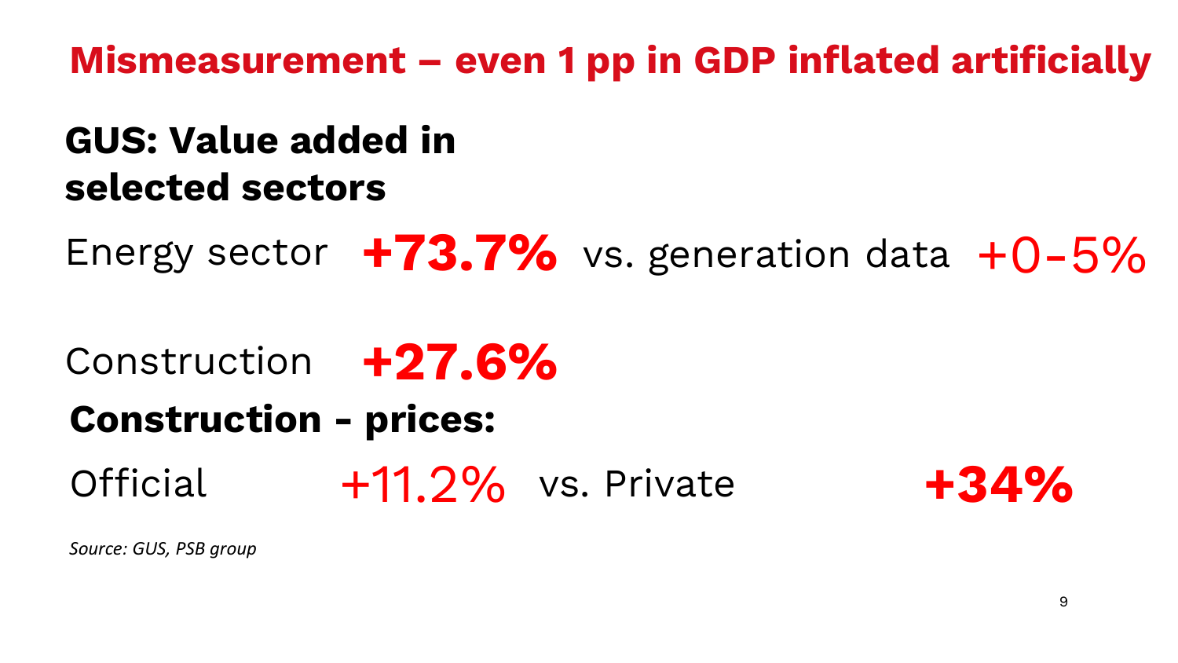# Mismeasurement – even 1 pp in GDP inflated artificially

## GUS: Value added in selected sectors

Energy sector **+73.7%** vs. generation data +0-5%

Construction **+27.6%**

**Construction - prices:**

Official +11.2% vs. Private **+34%**

*Source: GUS, PSB group*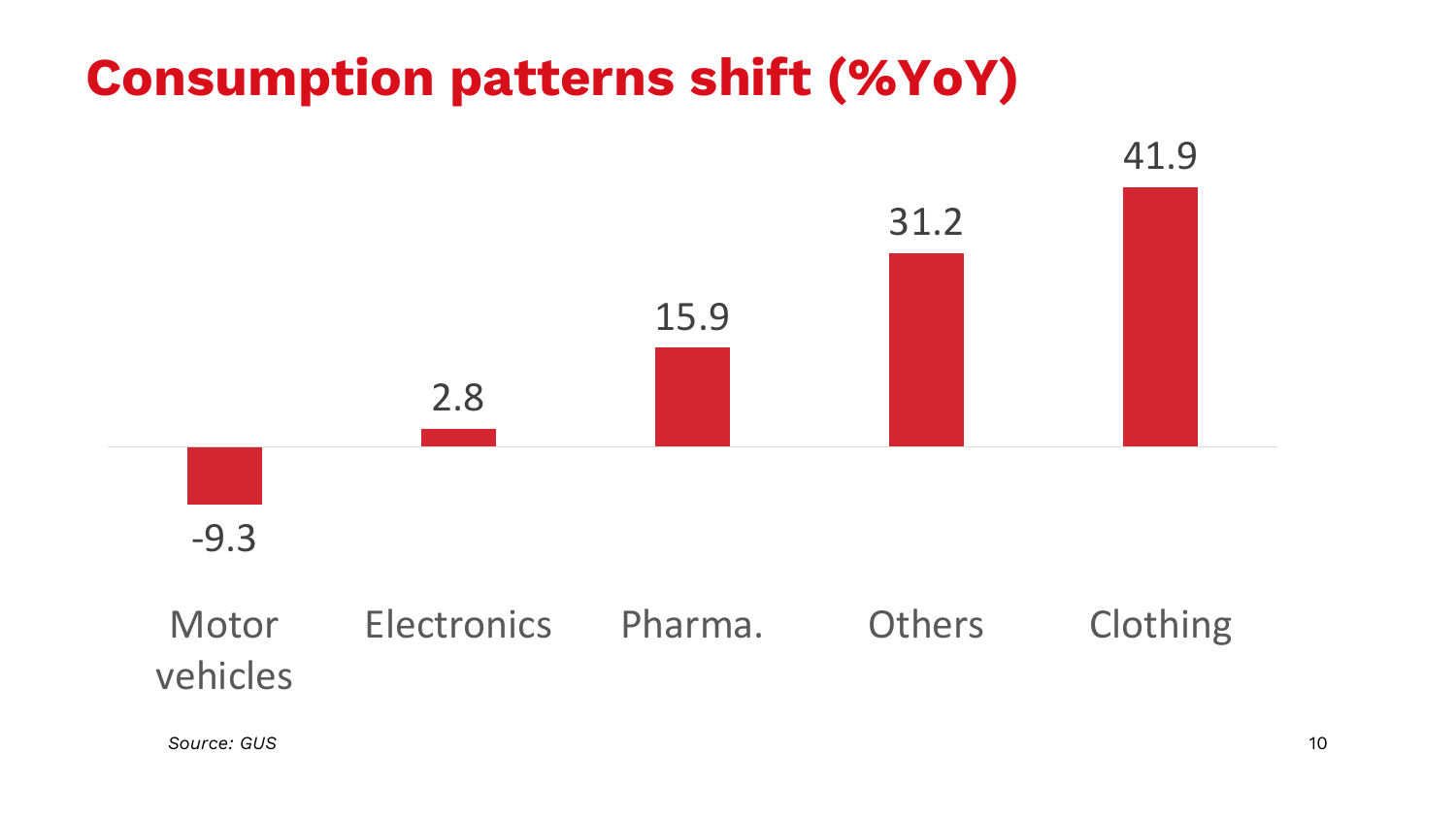# Consumption patterns shift (%YoY)

| Category | %YoY |
| --- | --- |
| Motor vehicles | -9.3 |
| Electronics | 2.8 |
| Pharma. | 15.9 |
| Others | 31.2 |
| Clothing | 41.9 |

*Source: GUS*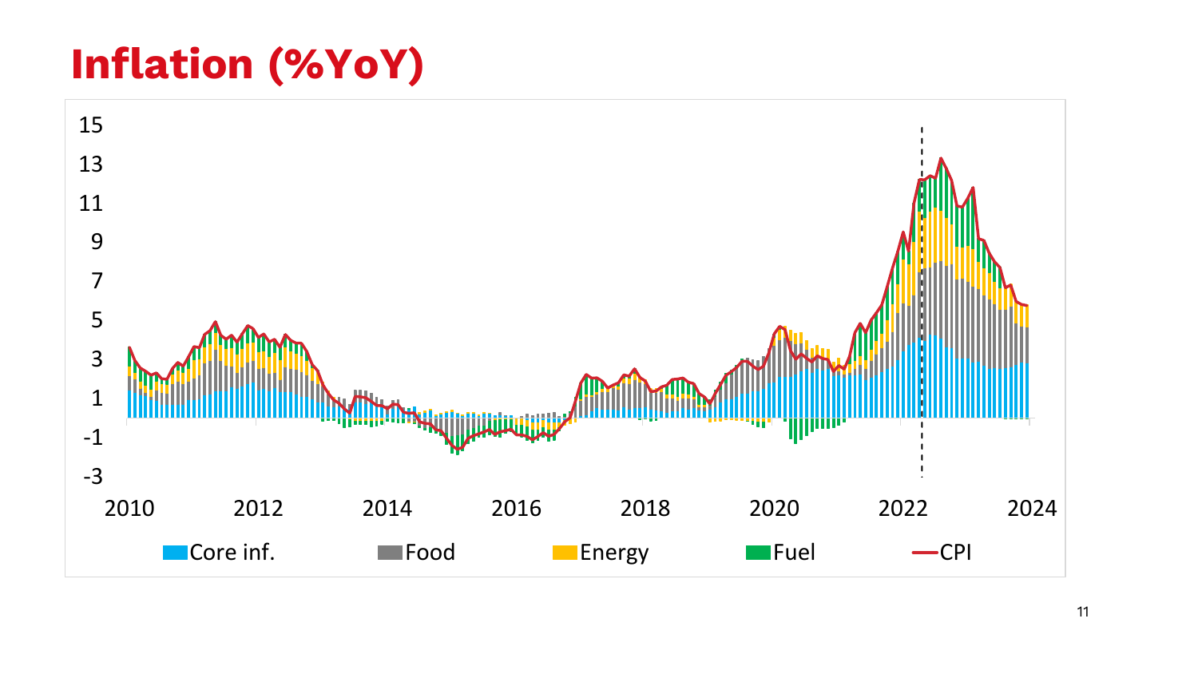# Inflation (%YoY)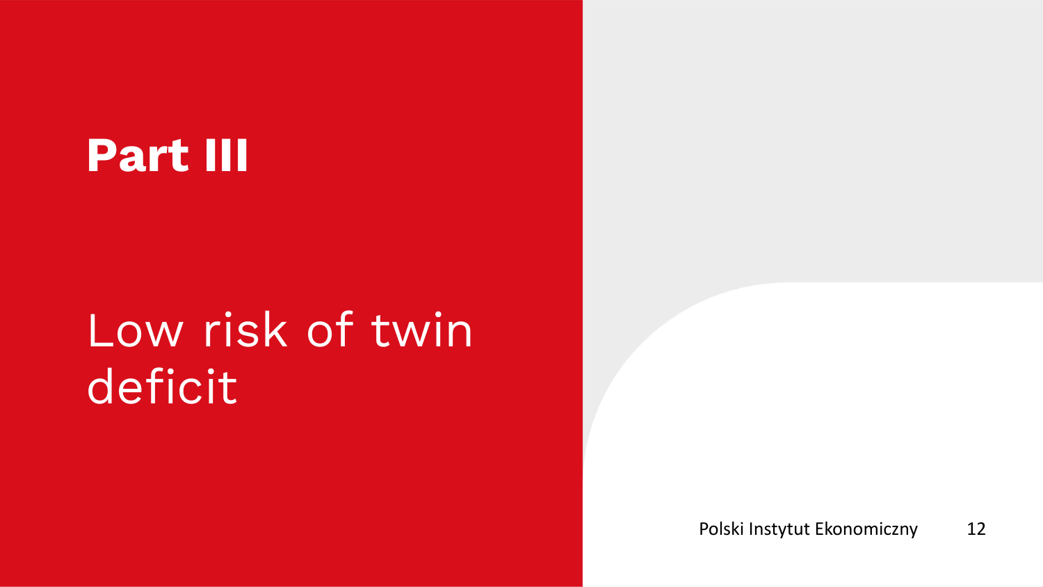# Part III

## Low risk of twin deficit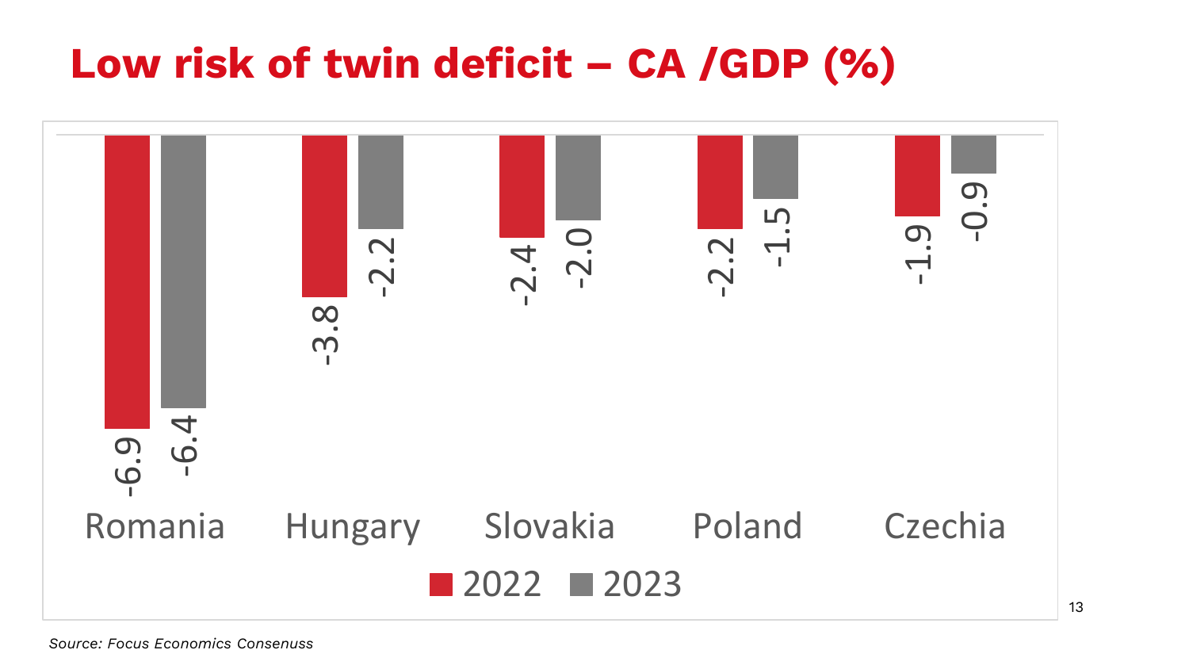# Low risk of twin deficit – CA /GDP (%)

| | 2022 | 2023 |
|---|---|---|
| Romania | -6.9 | -6.4 |
| Hungary | -3.8 | -2.2 |
| Slovakia | -2.4 | -2.0 |
| Poland | -2.2 | -1.5 |
| Czechia | -1.9 | -0.9 |

*Source: Focus Economics Consenuss*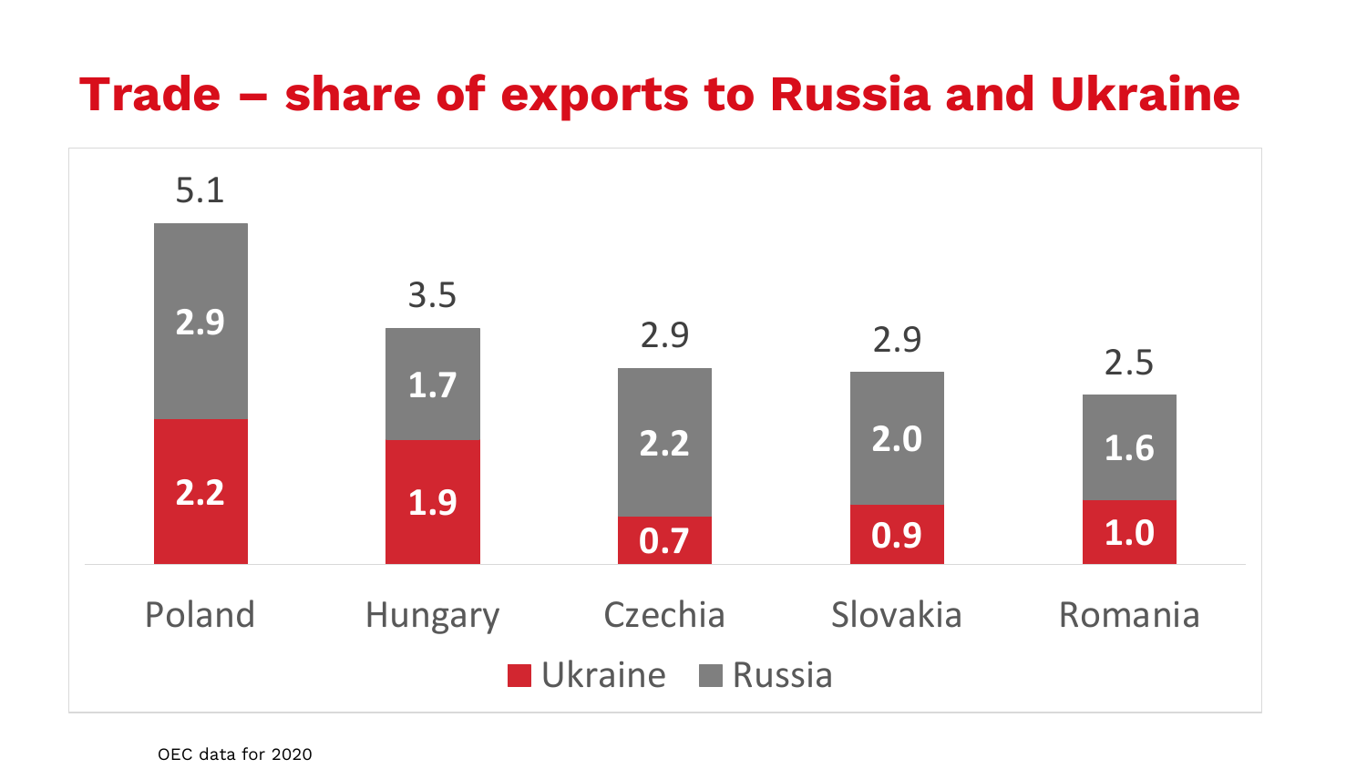# Trade – share of exports to Russia and Ukraine

| | Poland | Hungary | Czechia | Slovakia | Romania |
|---|---|---|---|---|---|
| Ukraine | 2.2 | 1.9 | 0.7 | 0.9 | 1.0 |
| Russia | 2.9 | 1.7 | 2.2 | 2.0 | 1.6 |
| Total | 5.1 | 3.5 | 2.9 | 2.9 | 2.5 |

OEC data for 2020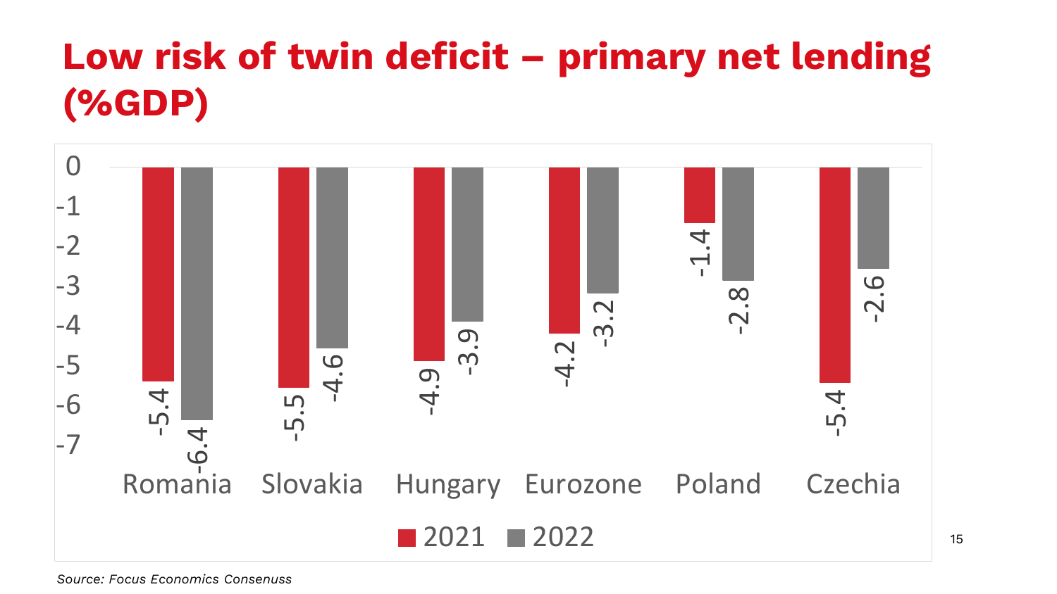# Low risk of twin deficit – primary net lending (%GDP)

| | 2021 | 2022 |
|---|---|---|
| Romania | -5.4 | -6.4 |
| Slovakia | -5.5 | -4.6 |
| Hungary | -4.9 | -3.9 |
| Eurozone | -4.2 | -3.2 |
| Poland | -1.4 | -2.8 |
| Czechia | -5.4 | -2.6 |

*Source: Focus Economics Consenuss*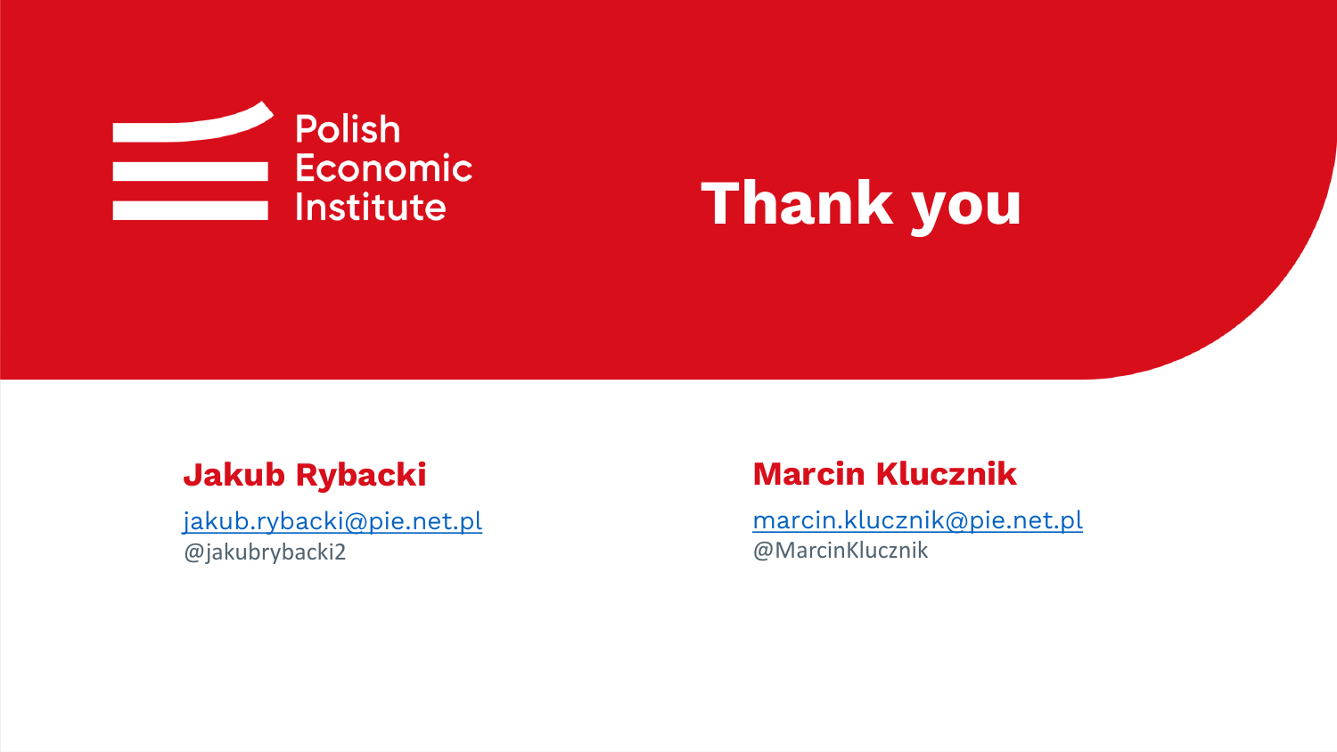Polish Economic Institute

# Thank you

**Jakub Rybacki**

jakub.rybacki@pie.net.pl
@jakubrybacki2

**Marcin Klucznik**

marcin.klucznik@pie.net.pl
@MarcinKlucznik